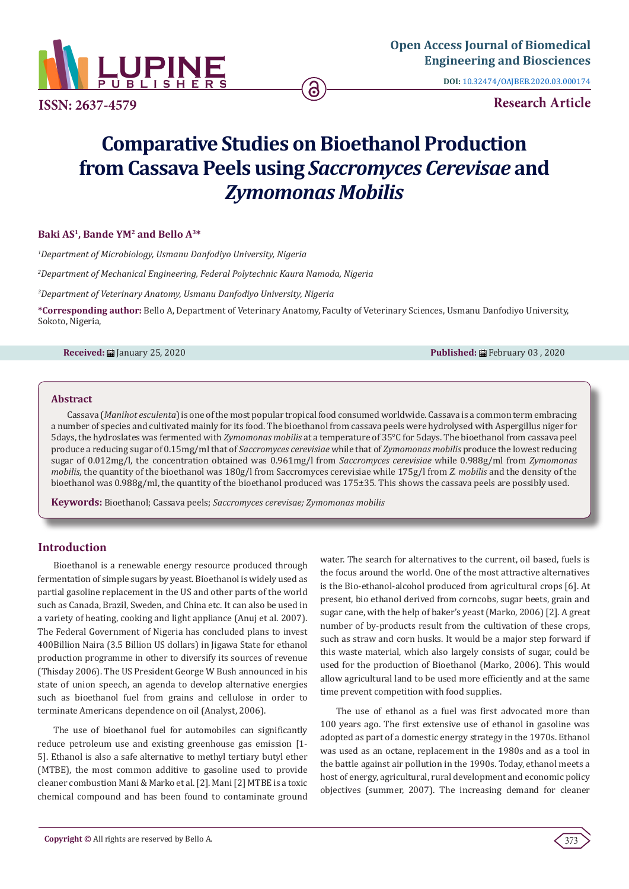# Comparative Studies on Bioethanol Production from Cassava Peels using *Saccromyces Cerevisae* and *Zymomonas Mobilis*

**Baki AS[1], Bande YM[2] and Bello A[3]***

[1]*Department of Microbiology, Usmanu Danfodiyo University, Nigeria*

[2]*Department of Mechanical Engineering, Federal Polytechnic Kaura Namoda, Nigeria*

[3]*Department of Veterinary Anatomy, Usmanu Danfodiyo University, Nigeria*

***Corresponding author:** Bello A, Department of Veterinary Anatomy, Faculty of Veterinary Sciences, Usmanu Danfodiyo University, Sokoto, Nigeria,

**Received:** January 25, 2020 **Published:** February 03 , 2020

## Abstract

Cassava (*Manihot esculenta*) is one of the most popular tropical food consumed worldwide. Cassava is a common term embracing a number of species and cultivated mainly for its food. The bioethanol from cassava peels were hydrolysed with Aspergillus niger for 5days, the hydroslates was fermented with *Zymomonas mobilis* at a temperature of 35°C for 5days. The bioethanol from cassava peel produce a reducing sugar of 0.15mg/ml that of *Saccromyces cerevisiae* while that of *Zymomonas mobilis* produce the lowest reducing sugar of 0.012mg/l, the concentration obtained was 0.961mg/l from *Saccromyces cerevisiae* while 0.988g/ml from *Zymomonas mobilis*, the quantity of the bioethanol was 180g/l from Saccromyces cerevisiae while 175g/l from *Z. mobilis* and the density of the bioethanol was 0.988g/ml, the quantity of the bioethanol produced was 175±35. This shows the cassava peels are possibly used.

**Keywords:** Bioethanol; Cassava peels; *Saccromyces cerevisae; Zymomonas mobilis*

## Introduction

Bioethanol is a renewable energy resource produced through fermentation of simple sugars by yeast. Bioethanol is widely used as partial gasoline replacement in the US and other parts of the world such as Canada, Brazil, Sweden, and China etc. It can also be used in a variety of heating, cooking and light appliance (Anuj et al. 2007). The Federal Government of Nigeria has concluded plans to invest 400Billion Naira (3.5 Billion US dollars) in Jigawa State for ethanol production programme in other to diversify its sources of revenue (Thisday 2006). The US President George W Bush announced in his state of union speech, an agenda to develop alternative energies such as bioethanol fuel from grains and cellulose in order to terminate Americans dependence on oil (Analyst, 2006).

The use of bioethanol fuel for automobiles can significantly reduce petroleum use and existing greenhouse gas emission [1-5]. Ethanol is also a safe alternative to methyl tertiary butyl ether (MTBE), the most common additive to gasoline used to provide cleaner combustion Mani & Marko et al. [2]. Mani [2] MTBE is a toxic chemical compound and has been found to contaminate ground water. The search for alternatives to the current, oil based, fuels is the focus around the world. One of the most attractive alternatives is the Bio-ethanol-alcohol produced from agricultural crops [6]. At present, bio ethanol derived from corncobs, sugar beets, grain and sugar cane, with the help of baker's yeast (Marko, 2006) [2]. A great number of by-products result from the cultivation of these crops, such as straw and corn husks. It would be a major step forward if this waste material, which also largely consists of sugar, could be used for the production of Bioethanol (Marko, 2006). This would allow agricultural land to be used more efficiently and at the same time prevent competition with food supplies.

The use of ethanol as a fuel was first advocated more than 100 years ago. The first extensive use of ethanol in gasoline was adopted as part of a domestic energy strategy in the 1970s. Ethanol was used as an octane, replacement in the 1980s and as a tool in the battle against air pollution in the 1990s. Today, ethanol meets a host of energy, agricultural, rural development and economic policy objectives (summer, 2007). The increasing demand for cleaner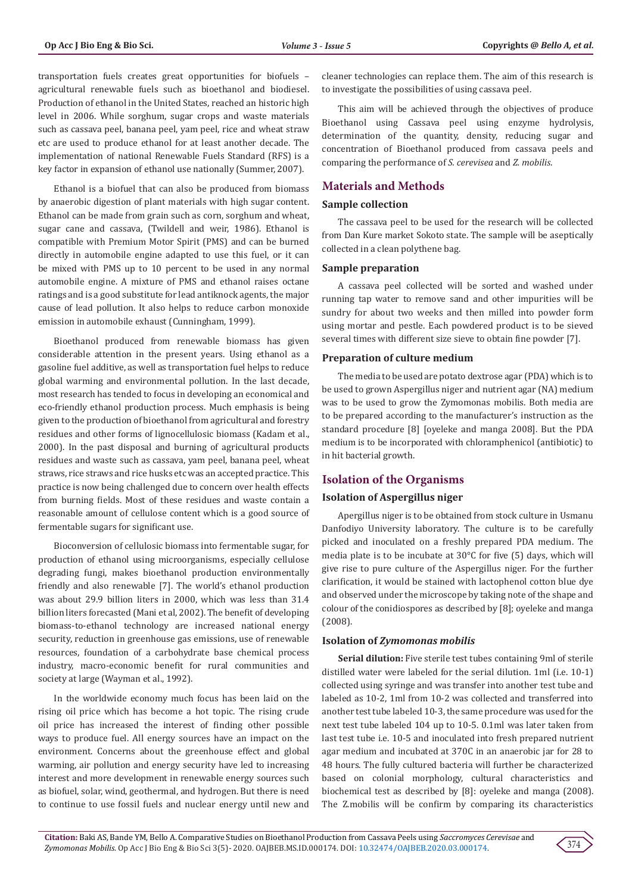transportation fuels creates great opportunities for biofuels – agricultural renewable fuels such as bioethanol and biodiesel. Production of ethanol in the United States, reached an historic high level in 2006. While sorghum, sugar crops and waste materials such as cassava peel, banana peel, yam peel, rice and wheat straw etc are used to produce ethanol for at least another decade. The implementation of national Renewable Fuels Standard (RFS) is a key factor in expansion of ethanol use nationally (Summer, 2007).

Ethanol is a biofuel that can also be produced from biomass by anaerobic digestion of plant materials with high sugar content. Ethanol can be made from grain such as corn, sorghum and wheat, sugar cane and cassava, (Twildell and weir, 1986). Ethanol is compatible with Premium Motor Spirit (PMS) and can be burned directly in automobile engine adapted to use this fuel, or it can be mixed with PMS up to 10 percent to be used in any normal automobile engine. A mixture of PMS and ethanol raises octane ratings and is a good substitute for lead antiknock agents, the major cause of lead pollution. It also helps to reduce carbon monoxide emission in automobile exhaust (Cunningham, 1999).

Bioethanol produced from renewable biomass has given considerable attention in the present years. Using ethanol as a gasoline fuel additive, as well as transportation fuel helps to reduce global warming and environmental pollution. In the last decade, most research has tended to focus in developing an economical and eco-friendly ethanol production process. Much emphasis is being given to the production of bioethanol from agricultural and forestry residues and other forms of lignocellulosic biomass (Kadam et al., 2000). In the past disposal and burning of agricultural products residues and waste such as cassava, yam peel, banana peel, wheat straws, rice straws and rice husks etc was an accepted practice. This practice is now being challenged due to concern over health effects from burning fields. Most of these residues and waste contain a reasonable amount of cellulose content which is a good source of fermentable sugars for significant use.

Bioconversion of cellulosic biomass into fermentable sugar, for production of ethanol using microorganisms, especially cellulose degrading fungi, makes bioethanol production environmentally friendly and also renewable [7]. The world's ethanol production was about 29.9 billion liters in 2000, which was less than 31.4 billion liters forecasted (Mani et al, 2002). The benefit of developing biomass-to-ethanol technology are increased national energy security, reduction in greenhouse gas emissions, use of renewable resources, foundation of a carbohydrate base chemical process industry, macro-economic benefit for rural communities and society at large (Wayman et al., 1992).

In the worldwide economy much focus has been laid on the rising oil price which has become a hot topic. The rising crude oil price has increased the interest of finding other possible ways to produce fuel. All energy sources have an impact on the environment. Concerns about the greenhouse effect and global warming, air pollution and energy security have led to increasing interest and more development in renewable energy sources such as biofuel, solar, wind, geothermal, and hydrogen. But there is need to continue to use fossil fuels and nuclear energy until new and cleaner technologies can replace them. The aim of this research is to investigate the possibilities of using cassava peel.

This aim will be achieved through the objectives of produce Bioethanol using Cassava peel using enzyme hydrolysis, determination of the quantity, density, reducing sugar and concentration of Bioethanol produced from cassava peels and comparing the performance of *S. cerevisea* and *Z. mobilis.*

## Materials and Methods

### Sample collection

The cassava peel to be used for the research will be collected from Dan Kure market Sokoto state. The sample will be aseptically collected in a clean polythene bag.

### Sample preparation

A cassava peel collected will be sorted and washed under running tap water to remove sand and other impurities will be sundry for about two weeks and then milled into powder form using mortar and pestle. Each powdered product is to be sieved several times with different size sieve to obtain fine powder [7].

### Preparation of culture medium

The media to be used are potato dextrose agar (PDA) which is to be used to grown Aspergillus niger and nutrient agar (NA) medium was to be used to grow the Zymomonas mobilis. Both media are to be prepared according to the manufacturer's instruction as the standard procedure [8] [oyeleke and manga 2008]. But the PDA medium is to be incorporated with chloramphenicol (antibiotic) to in hit bacterial growth.

## Isolation of the Organisms

### Isolation of Aspergillus niger

Apergillus niger is to be obtained from stock culture in Usmanu Danfodiyo University laboratory. The culture is to be carefully picked and inoculated on a freshly prepared PDA medium. The media plate is to be incubate at 30°C for five (5) days, which will give rise to pure culture of the Aspergillus niger. For the further clarification, it would be stained with lactophenol cotton blue dye and observed under the microscope by taking note of the shape and colour of the conidiospores as described by [8]; oyeleke and manga (2008).

### Isolation of *Zymomonas mobilis*

**Serial dilution:** Five sterile test tubes containing 9ml of sterile distilled water were labeled for the serial dilution. 1ml (i.e. 10-1) collected using syringe and was transfer into another test tube and labeled as 10-2, 1ml from 10-2 was collected and transferred into another test tube labeled 10-3, the same procedure was used for the next test tube labeled 104 up to 10-5. 0.1ml was later taken from last test tube i.e. 10-5 and inoculated into fresh prepared nutrient agar medium and incubated at 370C in an anaerobic jar for 28 to 48 hours. The fully cultured bacteria will further be characterized based on colonial morphology, cultural characteristics and biochemical test as described by [8]: oyeleke and manga (2008). The Z.mobilis will be confirm by comparing its characteristics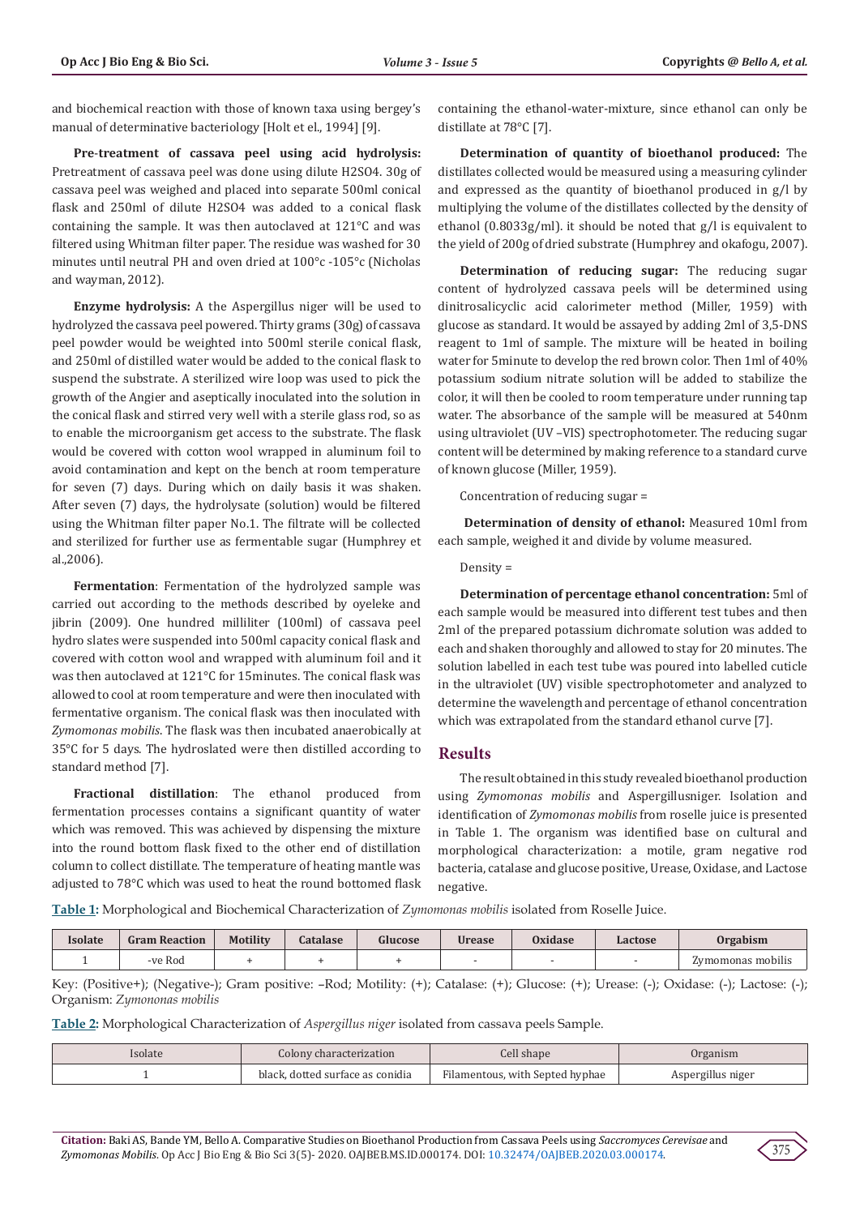and biochemical reaction with those of known taxa using bergey's manual of determinative bacteriology [Holt et al., 1994] [9].

**Pre-treatment of cassava peel using acid hydrolysis:** Pretreatment of cassava peel was done using dilute H2SO4. 30g of cassava peel was weighed and placed into separate 500ml conical flask and 250ml of dilute H2SO4 was added to a conical flask containing the sample. It was then autoclaved at 121°C and was filtered using Whitman filter paper. The residue was washed for 30 minutes until neutral PH and oven dried at 100°c -105°c (Nicholas and wayman, 2012).

**Enzyme hydrolysis:** A the Aspergillus niger will be used to hydrolyzed the cassava peel powered. Thirty grams (30g) of cassava peel powder would be weighted into 500ml sterile conical flask, and 250ml of distilled water would be added to the conical flask to suspend the substrate. A sterilized wire loop was used to pick the growth of the Angier and aseptically inoculated into the solution in the conical flask and stirred very well with a sterile glass rod, so as to enable the microorganism get access to the substrate. The flask would be covered with cotton wool wrapped in aluminum foil to avoid contamination and kept on the bench at room temperature for seven (7) days. During which on daily basis it was shaken. After seven (7) days, the hydrolysate (solution) would be filtered using the Whitman filter paper No.1. The filtrate will be collected and sterilized for further use as fermentable sugar (Humphrey et al.,2006).

**Fermentation**: Fermentation of the hydrolyzed sample was carried out according to the methods described by oyeleke and jibrin (2009). One hundred milliliter (100ml) of cassava peel hydro slates were suspended into 500ml capacity conical flask and covered with cotton wool and wrapped with aluminum foil and it was then autoclaved at 121°C for 15minutes. The conical flask was allowed to cool at room temperature and were then inoculated with fermentative organism. The conical flask was then inoculated with *Zymomonas mobilis*. The flask was then incubated anaerobically at 35°C for 5 days. The hydroslated were then distilled according to standard method [7].

**Fractional distillation**: The ethanol produced from fermentation processes contains a significant quantity of water which was removed. This was achieved by dispensing the mixture into the round bottom flask fixed to the other end of distillation column to collect distillate. The temperature of heating mantle was adjusted to 78°C which was used to heat the round bottomed flask containing the ethanol-water-mixture, since ethanol can only be distillate at 78°C [7].

**Determination of quantity of bioethanol produced:** The distillates collected would be measured using a measuring cylinder and expressed as the quantity of bioethanol produced in g/l by multiplying the volume of the distillates collected by the density of ethanol (0.8033g/ml). it should be noted that g/l is equivalent to the yield of 200g of dried substrate (Humphrey and okafogu, 2007).

**Determination of reducing sugar:** The reducing sugar content of hydrolyzed cassava peels will be determined using dinitrosalicyclic acid calorimeter method (Miller, 1959) with glucose as standard. It would be assayed by adding 2ml of 3,5-DNS reagent to 1ml of sample. The mixture will be heated in boiling water for 5minute to develop the red brown color. Then 1ml of 40% potassium sodium nitrate solution will be added to stabilize the color, it will then be cooled to room temperature under running tap water. The absorbance of the sample will be measured at 540nm using ultraviolet (UV –VIS) spectrophotometer. The reducing sugar content will be determined by making reference to a standard curve of known glucose (Miller, 1959).

Concentration of reducing sugar =

**Determination of density of ethanol:** Measured 10ml from each sample, weighed it and divide by volume measured.

Density =

**Determination of percentage ethanol concentration:** 5ml of each sample would be measured into different test tubes and then 2ml of the prepared potassium dichromate solution was added to each and shaken thoroughly and allowed to stay for 20 minutes. The solution labelled in each test tube was poured into labelled cuticle in the ultraviolet (UV) visible spectrophotometer and analyzed to determine the wavelength and percentage of ethanol concentration which was extrapolated from the standard ethanol curve [7].

## Results

The result obtained in this study revealed bioethanol production using *Zymomonas mobilis* and Aspergillusniger. Isolation and identification of *Zymomonas mobilis* from roselle juice is presented in Table 1. The organism was identified base on cultural and morphological characterization: a motile, gram negative rod bacteria, catalase and glucose positive, Urease, Oxidase, and Lactose negative.

**Table 1:** Morphological and Biochemical Characterization of *Zymomonas mobilis* isolated from Roselle Juice.

| Isolate | Gram Reaction | Motility | Catalase | Glucose | Urease | Oxidase | Lactose | Orgabism |
|---|---|---|---|---|---|---|---|---|
| 1 | -ve Rod | + | + | + | - | - | - | Zymomonas mobilis |

Key: (Positive+); (Negative-); Gram positive: –Rod; Motility: (+); Catalase: (+); Glucose: (+); Urease: (-); Oxidase: (-); Lactose: (-); Organism: *Zymononas mobilis*

**Table 2:** Morphological Characterization of *Aspergillus niger* isolated from cassava peels Sample.

| Isolate | Colony characterization | Cell shape | Organism |
|---|---|---|---|
| 1 | black, dotted surface as conidia | Filamentous, with Septed hyphae | Aspergillus niger |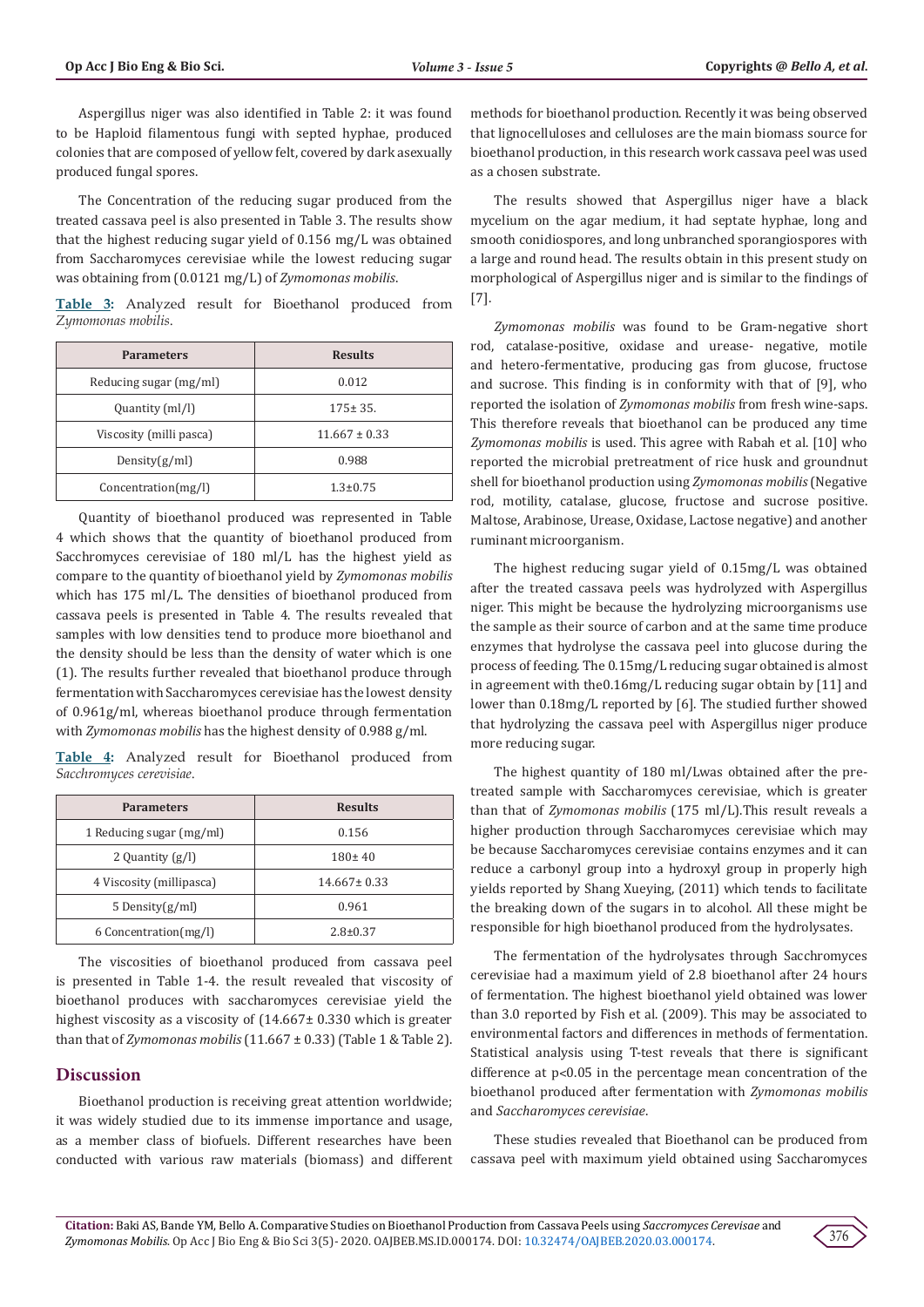Aspergillus niger was also identified in Table 2: it was found to be Haploid filamentous fungi with septed hyphae, produced colonies that are composed of yellow felt, covered by dark asexually produced fungal spores.

The Concentration of the reducing sugar produced from the treated cassava peel is also presented in Table 3. The results show that the highest reducing sugar yield of 0.156 mg/L was obtained from Saccharomyces cerevisiae while the lowest reducing sugar was obtaining from (0.0121 mg/L) of *Zymomonas mobilis*.

**Table 3:** Analyzed result for Bioethanol produced from *Zymomonas mobilis*.

| Parameters | Results |
|---|---|
| Reducing sugar (mg/ml) | 0.012 |
| Quantity (ml/l) | 175± 35. |
| Viscosity (milli pasca) | 11.667 ± 0.33 |
| Density(g/ml) | 0.988 |
| Concentration(mg/l) | 1.3±0.75 |

Quantity of bioethanol produced was represented in Table 4 which shows that the quantity of bioethanol produced from Sacchromyces cerevisiae of 180 ml/L has the highest yield as compare to the quantity of bioethanol yield by *Zymomonas mobilis* which has 175 ml/L. The densities of bioethanol produced from cassava peels is presented in Table 4. The results revealed that samples with low densities tend to produce more bioethanol and the density should be less than the density of water which is one (1). The results further revealed that bioethanol produce through fermentation with Saccharomyces cerevisiae has the lowest density of 0.961g/ml, whereas bioethanol produce through fermentation with *Zymomonas mobilis* has the highest density of 0.988 g/ml.

**Table 4:** Analyzed result for Bioethanol produced from *Sacchromyces cerevisiae*.

| Parameters | Results |
|---|---|
| 1 Reducing sugar (mg/ml) | 0.156 |
| 2 Quantity (g/l) | 180± 40 |
| 4 Viscosity (millipasca) | 14.667± 0.33 |
| 5 Density(g/ml) | 0.961 |
| 6 Concentration(mg/l) | 2.8±0.37 |

The viscosities of bioethanol produced from cassava peel is presented in Table 1-4. the result revealed that viscosity of bioethanol produces with saccharomyces cerevisiae yield the highest viscosity as a viscosity of (14.667± 0.330 which is greater than that of *Zymomonas mobilis* (11.667 ± 0.33) (Table 1 & Table 2).

## Discussion

Bioethanol production is receiving great attention worldwide; it was widely studied due to its immense importance and usage, as a member class of biofuels. Different researches have been conducted with various raw materials (biomass) and different methods for bioethanol production. Recently it was being observed that lignocelluloses and celluloses are the main biomass source for bioethanol production, in this research work cassava peel was used as a chosen substrate.

The results showed that Aspergillus niger have a black mycelium on the agar medium, it had septate hyphae, long and smooth conidiospores, and long unbranched sporangiospores with a large and round head. The results obtain in this present study on morphological of Aspergillus niger and is similar to the findings of [7].

*Zymomonas mobilis* was found to be Gram-negative short rod, catalase-positive, oxidase and urease- negative, motile and hetero-fermentative, producing gas from glucose, fructose and sucrose. This finding is in conformity with that of [9], who reported the isolation of *Zymomonas mobilis* from fresh wine-saps. This therefore reveals that bioethanol can be produced any time *Zymomonas mobilis* is used. This agree with Rabah et al. [10] who reported the microbial pretreatment of rice husk and groundnut shell for bioethanol production using *Zymomonas mobilis* (Negative rod, motility, catalase, glucose, fructose and sucrose positive. Maltose, Arabinose, Urease, Oxidase, Lactose negative) and another ruminant microorganism.

The highest reducing sugar yield of 0.15mg/L was obtained after the treated cassava peels was hydrolyzed with Aspergillus niger. This might be because the hydrolyzing microorganisms use the sample as their source of carbon and at the same time produce enzymes that hydrolyse the cassava peel into glucose during the process of feeding. The 0.15mg/L reducing sugar obtained is almost in agreement with the0.16mg/L reducing sugar obtain by [11] and lower than 0.18mg/L reported by [6]. The studied further showed that hydrolyzing the cassava peel with Aspergillus niger produce more reducing sugar.

The highest quantity of 180 ml/Lwas obtained after the pre-treated sample with Saccharomyces cerevisiae, which is greater than that of *Zymomonas mobilis* (175 ml/L).This result reveals a higher production through Saccharomyces cerevisiae which may be because Saccharomyces cerevisiae contains enzymes and it can reduce a carbonyl group into a hydroxyl group in properly high yields reported by Shang Xueying, (2011) which tends to facilitate the breaking down of the sugars in to alcohol. All these might be responsible for high bioethanol produced from the hydrolysates.

The fermentation of the hydrolysates through Sacchromyces cerevisiae had a maximum yield of 2.8 bioethanol after 24 hours of fermentation. The highest bioethanol yield obtained was lower than 3.0 reported by Fish et al. (2009). This may be associated to environmental factors and differences in methods of fermentation. Statistical analysis using T-test reveals that there is significant difference at $p<0.05$ in the percentage mean concentration of the bioethanol produced after fermentation with *Zymomonas mobilis* and *Saccharomyces cerevisiae*.

These studies revealed that Bioethanol can be produced from cassava peel with maximum yield obtained using Saccharomyces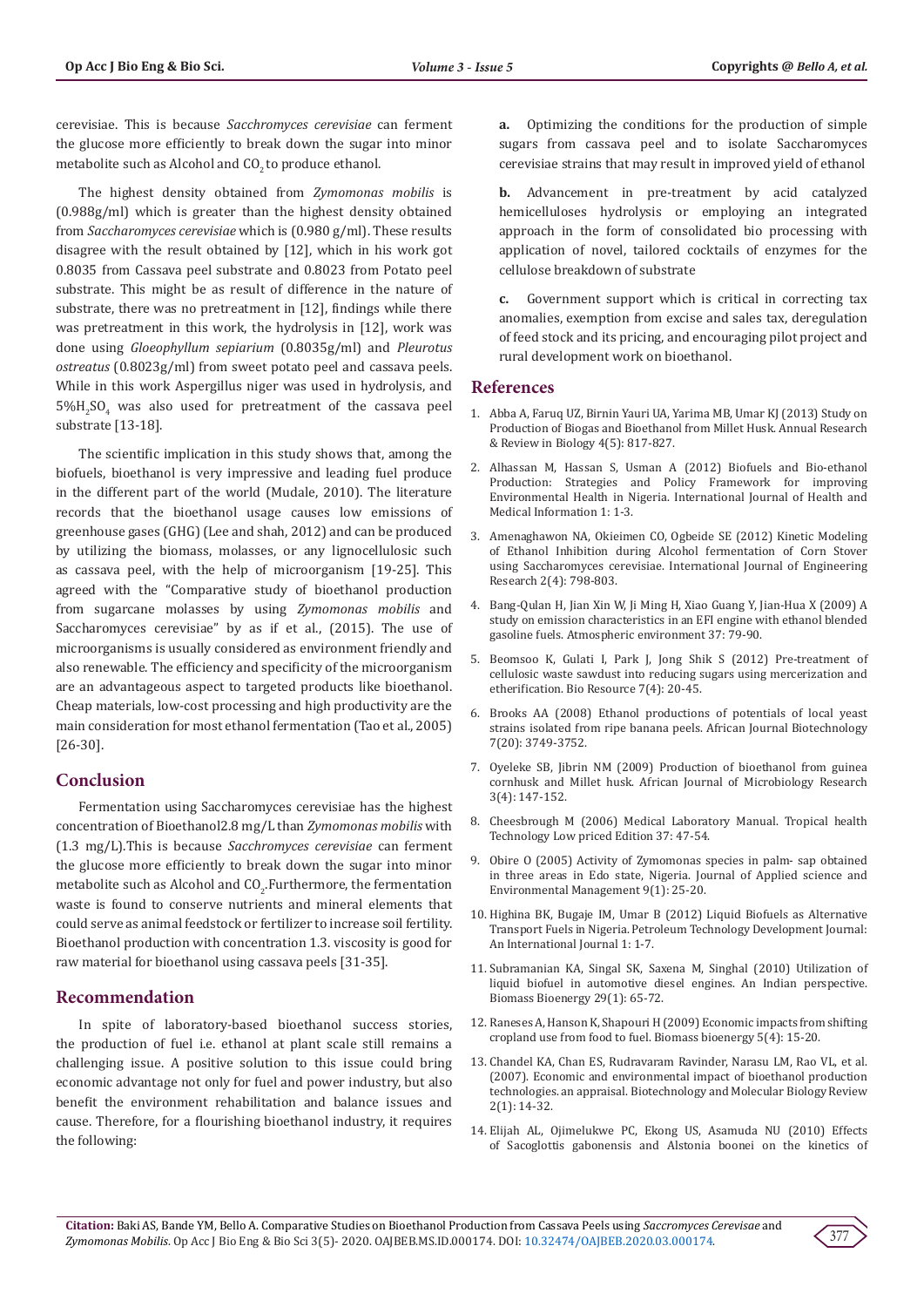cerevisiae. This is because *Sacchromyces cerevisiae* can ferment the glucose more efficiently to break down the sugar into minor metabolite such as Alcohol and $CO_2$ to produce ethanol.

The highest density obtained from *Zymomonas mobilis* is (0.988g/ml) which is greater than the highest density obtained from *Saccharomyces cerevisiae* which is (0.980 g/ml). These results disagree with the result obtained by [12], which in his work got 0.8035 from Cassava peel substrate and 0.8023 from Potato peel substrate. This might be as result of difference in the nature of substrate, there was no pretreatment in [12], findings while there was pretreatment in this work, the hydrolysis in [12], work was done using *Gloeophyllum sepiarium* (0.8035g/ml) and *Pleurotus ostreatus* (0.8023g/ml) from sweet potato peel and cassava peels. While in this work Aspergillus niger was used in hydrolysis, and $5\%H_2SO_4$ was also used for pretreatment of the cassava peel substrate [13-18].

The scientific implication in this study shows that, among the biofuels, bioethanol is very impressive and leading fuel produce in the different part of the world (Mudale, 2010). The literature records that the bioethanol usage causes low emissions of greenhouse gases (GHG) (Lee and shah, 2012) and can be produced by utilizing the biomass, molasses, or any lignocellulosic such as cassava peel, with the help of microorganism [19-25]. This agreed with the "Comparative study of bioethanol production from sugarcane molasses by using *Zymomonas mobilis* and Saccharomyces cerevisiae" by as if et al., (2015). The use of microorganisms is usually considered as environment friendly and also renewable. The efficiency and specificity of the microorganism are an advantageous aspect to targeted products like bioethanol. Cheap materials, low-cost processing and high productivity are the main consideration for most ethanol fermentation (Tao et al., 2005) [26-30].

## Conclusion

Fermentation using Saccharomyces cerevisiae has the highest concentration of Bioethanol2.8 mg/L than *Zymomonas mobilis* with (1.3 mg/L).This is because *Sacchromyces cerevisiae* can ferment the glucose more efficiently to break down the sugar into minor metabolite such as Alcohol and $CO_2$.Furthermore, the fermentation waste is found to conserve nutrients and mineral elements that could serve as animal feedstock or fertilizer to increase soil fertility. Bioethanol production with concentration 1.3. viscosity is good for raw material for bioethanol using cassava peels [31-35].

## Recommendation

In spite of laboratory-based bioethanol success stories, the production of fuel i.e. ethanol at plant scale still remains a challenging issue. A positive solution to this issue could bring economic advantage not only for fuel and power industry, but also benefit the environment rehabilitation and balance issues and cause. Therefore, for a flourishing bioethanol industry, it requires the following:

**a.** Optimizing the conditions for the production of simple sugars from cassava peel and to isolate Saccharomyces cerevisiae strains that may result in improved yield of ethanol

**b.** Advancement in pre-treatment by acid catalyzed hemicelluloses hydrolysis or employing an integrated approach in the form of consolidated bio processing with application of novel, tailored cocktails of enzymes for the cellulose breakdown of substrate

**c.** Government support which is critical in correcting tax anomalies, exemption from excise and sales tax, deregulation of feed stock and its pricing, and encouraging pilot project and rural development work on bioethanol.

## References

1. Abba A, Faruq UZ, Birnin Yauri UA, Yarima MB, Umar KJ (2013) Study on Production of Biogas and Bioethanol from Millet Husk. Annual Research & Review in Biology 4(5): 817-827.
2. Alhassan M, Hassan S, Usman A (2012) Biofuels and Bio-ethanol Production: Strategies and Policy Framework for improving Environmental Health in Nigeria. International Journal of Health and Medical Information 1: 1-3.
3. Amenaghawon NA, Okieimen CO, Ogbeide SE (2012) Kinetic Modeling of Ethanol Inhibition during Alcohol fermentation of Corn Stover using Saccharomyces cerevisiae. International Journal of Engineering Research 2(4): 798-803.
4. Bang-Qulan H, Jian Xin W, Ji Ming H, Xiao Guang Y, Jian-Hua X (2009) A study on emission characteristics in an EFI engine with ethanol blended gasoline fuels. Atmospheric environment 37: 79-90.
5. Beomsoo K, Gulati I, Park J, Jong Shik S (2012) Pre-treatment of cellulosic waste sawdust into reducing sugars using mercerization and etherification. Bio Resource 7(4): 20-45.
6. Brooks AA (2008) Ethanol productions of potentials of local yeast strains isolated from ripe banana peels. African Journal Biotechnology 7(20): 3749-3752.
7. Oyeleke SB, Jibrin NM (2009) Production of bioethanol from guinea cornhusk and Millet husk. African Journal of Microbiology Research 3(4): 147-152.
8. Cheesbrough M (2006) Medical Laboratory Manual. Tropical health Technology Low priced Edition 37: 47-54.
9. Obire O (2005) Activity of Zymomonas species in palm- sap obtained in three areas in Edo state, Nigeria. Journal of Applied science and Environmental Management 9(1): 25-20.
10. Highina BK, Bugaje IM, Umar B (2012) Liquid Biofuels as Alternative Transport Fuels in Nigeria. Petroleum Technology Development Journal: An International Journal 1: 1-7.
11. Subramanian KA, Singal SK, Saxena M, Singhal (2010) Utilization of liquid biofuel in automotive diesel engines. An Indian perspective. Biomass Bioenergy 29(1): 65-72.
12. Raneses A, Hanson K, Shapouri H (2009) Economic impacts from shifting cropland use from food to fuel. Biomass bioenergy 5(4): 15-20.
13. Chandel KA, Chan ES, Rudravaram Ravinder, Narasu LM, Rao VL, et al. (2007). Economic and environmental impact of bioethanol production technologies. an appraisal. Biotechnology and Molecular Biology Review 2(1): 14-32.
14. Elijah AL, Ojimelukwe PC, Ekong US, Asamuda NU (2010) Effects of Sacoglottis gabonensis and Alstonia boonei on the kinetics of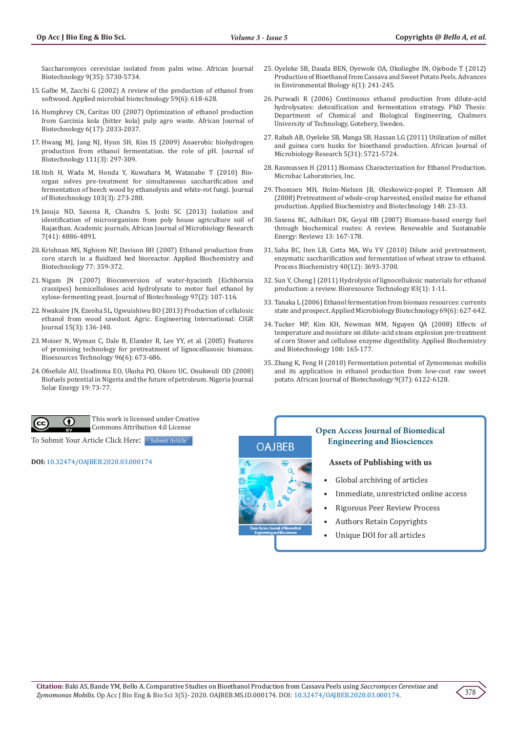Saccharomyces cerevisiae isolated from palm wine. African Journal Biotechnology 9(35): 5730-5734.

15. Galbe M, Zacchi G (2002) A review of the production of ethanol from softwood. Applied microbial biotechnology 59(6): 618-628.

16. Humphrey CN, Caritas UO (2007) Optimization of ethanol production from Garcinia kola (bitter kola) pulp agro waste. African Journal of Biotechnology 6(17): 2033-2037.

17. Hwang MJ, Jang NJ, Hyun SH, Kim IS (2009) Anaerobic biohydrogen production from ethanol fermentation. the role of pH. Journal of Biotechnology 111(3): 297-309.

18. Itoh H, Wada M, Honda Y, Kuwahara M, Watanabe T (2010) Bio-organ solves pre-treatment for simultaneous saccharification and fermentation of beech wood by ethanolysis and white-rot fungi. Journal of Biotechnology 103(3): 273-280.

19. Jasuja ND, Saxena R, Chandra S, Joshi SC (2013) Isolation and identification of microorganism from poly house agriculture soil of Rajasthan. Academic journals, African Journal of Microbiology Research 7(41): 4886-4891.

20. Krishnan MS, Nghiem NP, Davison BH (2007) Ethanol production from corn starch in a fluidized bed bioreactor. Applied Biochemistry and Biotechnology 77: 359-372.

21. Nigam JN (2007) Bioconversion of water-hyacinth (Eichhornia crassipes) hemicelluloses acid hydrolysate to motor fuel ethanol by xylose-fermenting yeast. Journal of Biotechnology 97(2): 107-116.

22. Nwakaire JN, Ezeoha SL, Ugwuishiwu BO (2013) Production of cellulosic ethanol from wood sawdust. Agric. Engineering International: CIGR Journal 15(3): 136-140.

23. Moiser N, Wyman C, Dale B, Elander R, Lee YY, et al. (2005) Features of promising technology for pretreatment of lignocellusosic biomass. Bioresources Technology 96(6): 673-686.

24. Ofoefule AU, Uzodinma EO, Ukoha PO, Okoro UC, Onukwuli OD (2008) Biofuels potential in Nigeria and the future of petroleum. Nigeria Journal Solar Energy 19: 73-77.

25. Oyeleke SB, Dauda BEN, Oyewole OA, Okoliegbe IN, Ojebode T (2012) Production of Bioethanol from Cassava and Sweet Potato Peels. Advances in Environmental Biology 6(1): 241-245.

26. Purwadi R (2006) Continuous ethanol production from dilute-acid hydrolysates: detoxification and fermentation strategy. PhD Thesis: Department of Chemical and Biological Engineering, Chalmers University of Technology, Gotebery, Sweden.

27. Rabah AB, Oyeleke SB, Manga SB, Hassan LG (2011) Utilization of millet and guinea corn husks for bioethanol production. African Journal of Microbiology Research 5(31): 5721-5724.

28. Rasmussen H (2011) Biomass Characterization for Ethanol Production. Microbac Laboratories, Inc.

29. Thomsen MH, Holm-Nielsen JB, Oleskowicz-popiel P, Thomsen AB (2008) Pretreatment of whole-crop harvested, ensiled maize for ethanol production. Applied Biochemistry and Biotechnology 148: 23-33.

30. Saxena RC, Adhikari DK, Goyal HB (2007) Biomass-based energy fuel through biochemical routes: A review. Renewable and Sustainable Energy: Reviews 13: 167-178.

31. Saha BC, Iten LB, Cotta MA, Wu YV (2010) Dilute acid pretreatment, enzymatic saccharification and fermentation of wheat straw to ethanol. Process Biochemistry 40(12): 3693-3700.

32. Sun Y, Cheng J (2011) Hydrolysis of lignocellulosic materials for ethanol production: a review. Bioresource Technology 83(1): 1-11.

33. Tanaka L (2006) Ethanol fermentation from biomass resources: currents state and prospect. Applied Microbiology Biotechnology 69(6): 627-642.

34. Tucker MP, Kim KH, Newman MM, Nguyen QA (2008) Effects of temperature and moisture on dilute-acid steam explosion pre-treatment of corn Stover and cellulose enzyme digestibility. Applied Biochemistry and Biotechnology 108: 165-177.

35. Zhang K, Feng H (2010) Fermentation potential of Zymomonas mobilis and its application in ethanol production from low-cost raw sweet potato. African Journal of Biotechnology 9(37): 6122-6128.

This work is licensed under Creative Commons Attribution 4.0 License

To Submit Your Article Click Here: Submit Article

**DOI:** 10.32474/OAJBEB.2020.03.000174

**Open Access Journal of Biomedical Engineering and Biosciences**

**Assets of Publishing with us**

- Global archiving of articles
- Immediate, unrestricted online access
- Rigorous Peer Review Process
- Authors Retain Copyrights
- Unique DOI for all articles